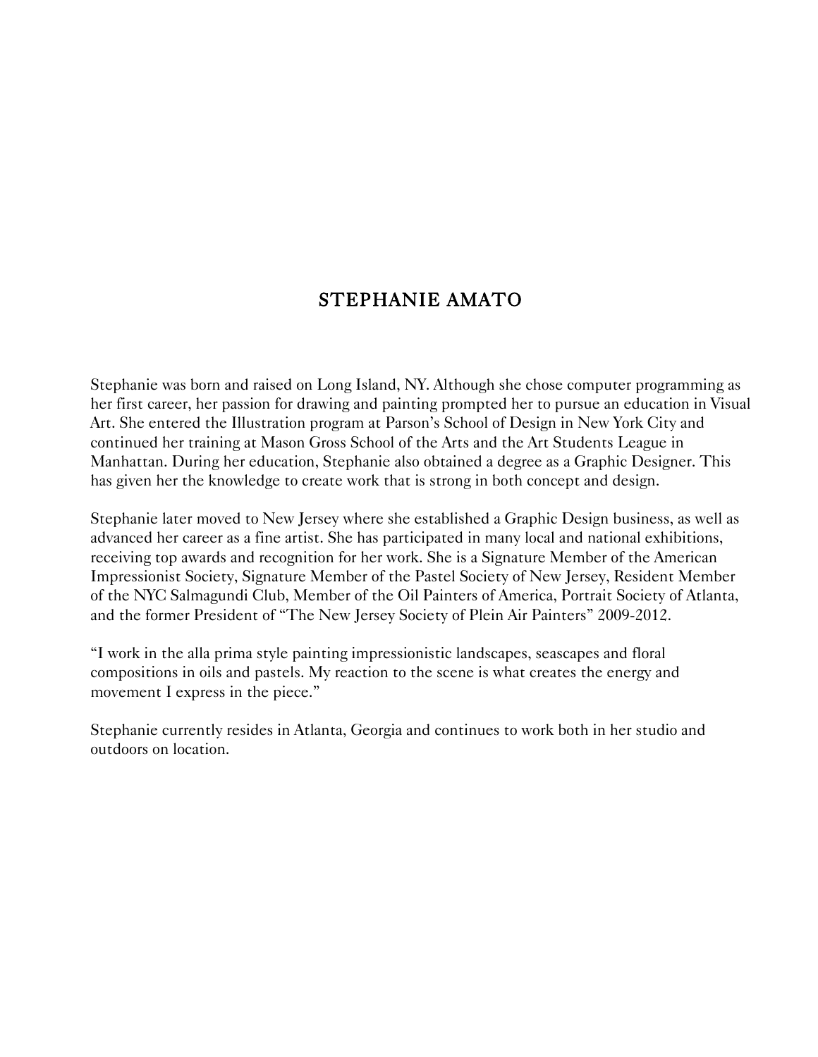# STEPHANIE AMATO

Stephanie was born and raised on Long Island, NY. Although she chose computer programming as her first career, her passion for drawing and painting prompted her to pursue an education in Visual Art. She entered the Illustration program at Parson's School of Design in New York City and continued her training at Mason Gross School of the Arts and the Art Students League in Manhattan. During her education, Stephanie also obtained a degree as a Graphic Designer. This has given her the knowledge to create work that is strong in both concept and design.

Stephanie later moved to New Jersey where she established a Graphic Design business, as well as advanced her career as a fine artist. She has participated in many local and national exhibitions, receiving top awards and recognition for her work. She is a Signature Member of the American Impressionist Society, Signature Member of the Pastel Society of New Jersey, Resident Member of the NYC Salmagundi Club, Member of the Oil Painters of America, Portrait Society of Atlanta, and the former President of "The New Jersey Society of Plein Air Painters" 2009-2012.

"I work in the alla prima style painting impressionistic landscapes, seascapes and floral compositions in oils and pastels. My reaction to the scene is what creates the energy and movement I express in the piece."

Stephanie currently resides in Atlanta, Georgia and continues to work both in her studio and outdoors on location.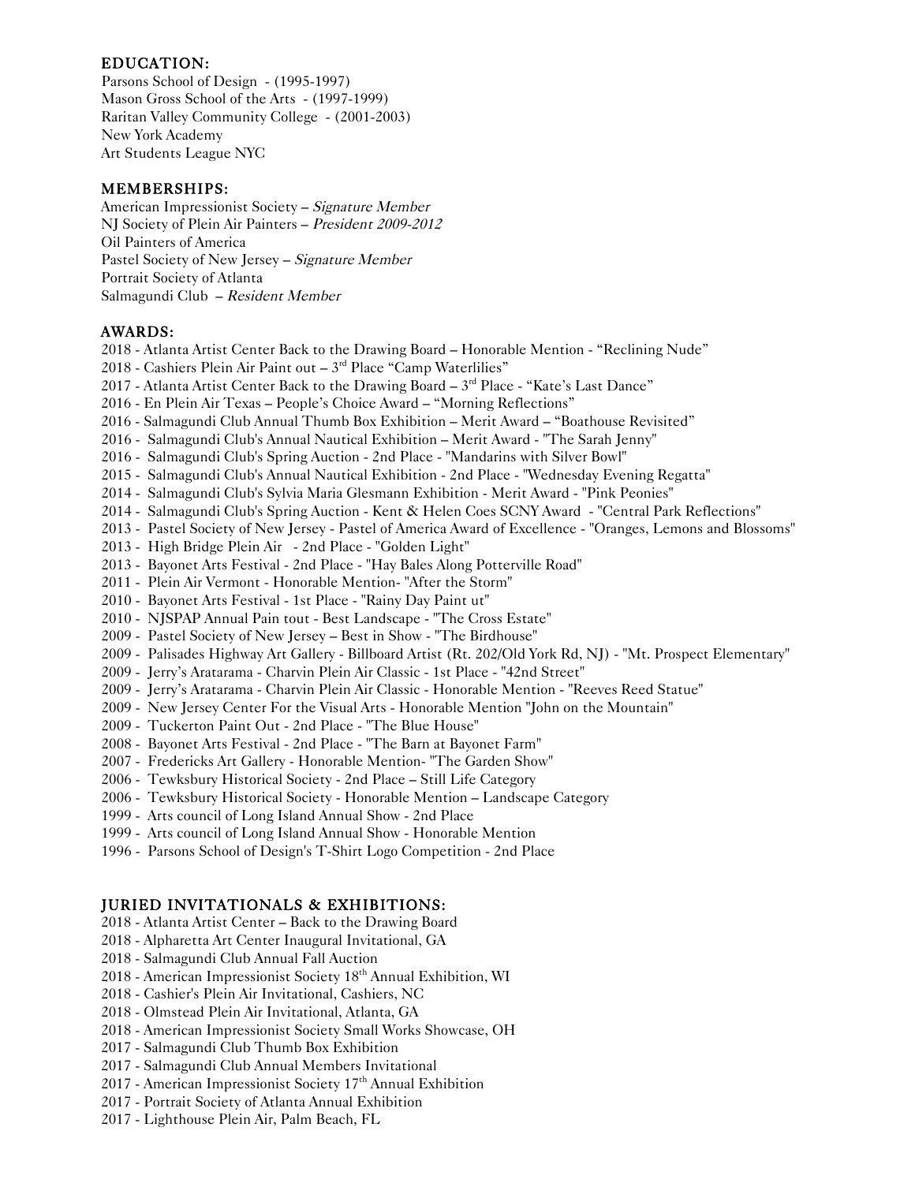## EDUCATION:

Parsons School of Design - (1995-1997)
Mason Gross School of the Arts - (1997-1999)
Raritan Valley Community College - (2001-2003)
New York Academy
Art Students League NYC

## MEMBERSHIPS:

American Impressionist Society – *Signature Member*
NJ Society of Plein Air Painters – *President 2009-2012*
Oil Painters of America
Pastel Society of New Jersey – *Signature Member*
Portrait Society of Atlanta
Salmagundi Club – *Resident Member*

## AWARDS:

2018 - Atlanta Artist Center Back to the Drawing Board – Honorable Mention - "Reclining Nude"
2018 - Cashiers Plein Air Paint out – 3rd Place "Camp Waterlilies"
2017 - Atlanta Artist Center Back to the Drawing Board – 3rd Place - "Kate's Last Dance"
2016 - En Plein Air Texas – People's Choice Award – "Morning Reflections"
2016 - Salmagundi Club Annual Thumb Box Exhibition – Merit Award – "Boathouse Revisited"
2016 - Salmagundi Club's Annual Nautical Exhibition – Merit Award - "The Sarah Jenny"
2016 - Salmagundi Club's Spring Auction - 2nd Place - "Mandarins with Silver Bowl"
2015 - Salmagundi Club's Annual Nautical Exhibition - 2nd Place - "Wednesday Evening Regatta"
2014 - Salmagundi Club's Sylvia Maria Glesmann Exhibition - Merit Award - "Pink Peonies"
2014 - Salmagundi Club's Spring Auction - Kent & Helen Coes SCNY Award - "Central Park Reflections"
2013 - Pastel Society of New Jersey - Pastel of America Award of Excellence - "Oranges, Lemons and Blossoms"
2013 - High Bridge Plein Air - 2nd Place - "Golden Light"
2013 - Bayonet Arts Festival - 2nd Place - "Hay Bales Along Potterville Road"
2011 - Plein Air Vermont - Honorable Mention- "After the Storm"
2010 - Bayonet Arts Festival - 1st Place - "Rainy Day Paint ut"
2010 - NJSPAP Annual Pain tout - Best Landscape - "The Cross Estate"
2009 - Pastel Society of New Jersey – Best in Show - "The Birdhouse"
2009 - Palisades Highway Art Gallery - Billboard Artist (Rt. 202/Old York Rd, NJ) - "Mt. Prospect Elementary"
2009 - Jerry's Aratarama - Charvin Plein Air Classic - 1st Place - "42nd Street"
2009 - Jerry's Aratarama - Charvin Plein Air Classic - Honorable Mention - "Reeves Reed Statue"
2009 - New Jersey Center For the Visual Arts - Honorable Mention "John on the Mountain"
2009 - Tuckerton Paint Out - 2nd Place - "The Blue House"
2008 - Bayonet Arts Festival - 2nd Place - "The Barn at Bayonet Farm"
2007 - Fredericks Art Gallery - Honorable Mention- "The Garden Show"
2006 - Tewksbury Historical Society - 2nd Place – Still Life Category
2006 - Tewksbury Historical Society - Honorable Mention – Landscape Category
1999 - Arts council of Long Island Annual Show - 2nd Place
1999 - Arts council of Long Island Annual Show - Honorable Mention
1996 - Parsons School of Design's T-Shirt Logo Competition - 2nd Place

## JURIED INVITATIONALS & EXHIBITIONS:

2018 - Atlanta Artist Center – Back to the Drawing Board
2018 - Alpharetta Art Center Inaugural Invitational, GA
2018 - Salmagundi Club Annual Fall Auction
2018 - American Impressionist Society 18th Annual Exhibition, WI
2018 - Cashier's Plein Air Invitational, Cashiers, NC
2018 - Olmstead Plein Air Invitational, Atlanta, GA
2018 - American Impressionist Society Small Works Showcase, OH
2017 - Salmagundi Club Thumb Box Exhibition
2017 - Salmagundi Club Annual Members Invitational
2017 - American Impressionist Society 17th Annual Exhibition
2017 - Portrait Society of Atlanta Annual Exhibition
2017 - Lighthouse Plein Air, Palm Beach, FL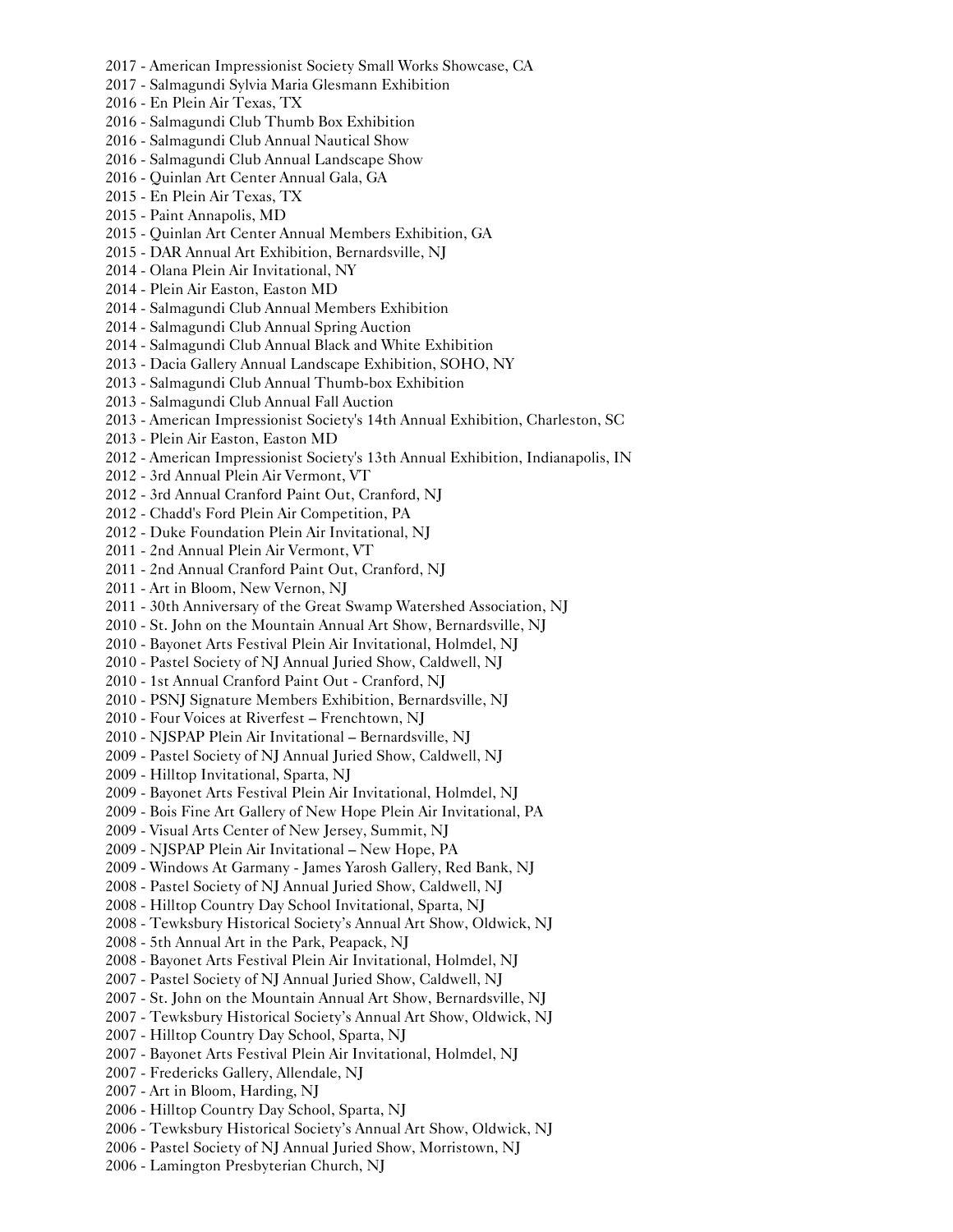2017 - American Impressionist Society Small Works Showcase, CA
2017 - Salmagundi Sylvia Maria Glesmann Exhibition
2016 - En Plein Air Texas, TX
2016 - Salmagundi Club Thumb Box Exhibition
2016 - Salmagundi Club Annual Nautical Show
2016 - Salmagundi Club Annual Landscape Show
2016 - Quinlan Art Center Annual Gala, GA
2015 - En Plein Air Texas, TX
2015 - Paint Annapolis, MD
2015 - Quinlan Art Center Annual Members Exhibition, GA
2015 - DAR Annual Art Exhibition, Bernardsville, NJ
2014 - Olana Plein Air Invitational, NY
2014 - Plein Air Easton, Easton MD
2014 - Salmagundi Club Annual Members Exhibition
2014 - Salmagundi Club Annual Spring Auction
2014 - Salmagundi Club Annual Black and White Exhibition
2013 - Dacia Gallery Annual Landscape Exhibition, SOHO, NY
2013 - Salmagundi Club Annual Thumb-box Exhibition
2013 - Salmagundi Club Annual Fall Auction
2013 - American Impressionist Society's 14th Annual Exhibition, Charleston, SC
2013 - Plein Air Easton, Easton MD
2012 - American Impressionist Society's 13th Annual Exhibition, Indianapolis, IN
2012 - 3rd Annual Plein Air Vermont, VT
2012 - 3rd Annual Cranford Paint Out, Cranford, NJ
2012 - Chadd's Ford Plein Air Competition, PA
2012 - Duke Foundation Plein Air Invitational, NJ
2011 - 2nd Annual Plein Air Vermont, VT
2011 - 2nd Annual Cranford Paint Out, Cranford, NJ
2011 - Art in Bloom, New Vernon, NJ
2011 - 30th Anniversary of the Great Swamp Watershed Association, NJ
2010 - St. John on the Mountain Annual Art Show, Bernardsville, NJ
2010 - Bayonet Arts Festival Plein Air Invitational, Holmdel, NJ
2010 - Pastel Society of NJ Annual Juried Show, Caldwell, NJ
2010 - 1st Annual Cranford Paint Out - Cranford, NJ
2010 - PSNJ Signature Members Exhibition, Bernardsville, NJ
2010 - Four Voices at Riverfest – Frenchtown, NJ
2010 - NJSPAP Plein Air Invitational – Bernardsville, NJ
2009 - Pastel Society of NJ Annual Juried Show, Caldwell, NJ
2009 - Hilltop Invitational, Sparta, NJ
2009 - Bayonet Arts Festival Plein Air Invitational, Holmdel, NJ
2009 - Bois Fine Art Gallery of New Hope Plein Air Invitational, PA
2009 - Visual Arts Center of New Jersey, Summit, NJ
2009 - NJSPAP Plein Air Invitational – New Hope, PA
2009 - Windows At Garmany - James Yarosh Gallery, Red Bank, NJ
2008 - Pastel Society of NJ Annual Juried Show, Caldwell, NJ
2008 - Hilltop Country Day School Invitational, Sparta, NJ
2008 - Tewksbury Historical Society's Annual Art Show, Oldwick, NJ
2008 - 5th Annual Art in the Park, Peapack, NJ
2008 - Bayonet Arts Festival Plein Air Invitational, Holmdel, NJ
2007 - Pastel Society of NJ Annual Juried Show, Caldwell, NJ
2007 - St. John on the Mountain Annual Art Show, Bernardsville, NJ
2007 - Tewksbury Historical Society's Annual Art Show, Oldwick, NJ
2007 - Hilltop Country Day School, Sparta, NJ
2007 - Bayonet Arts Festival Plein Air Invitational, Holmdel, NJ
2007 - Fredericks Gallery, Allendale, NJ
2007 - Art in Bloom, Harding, NJ
2006 - Hilltop Country Day School, Sparta, NJ
2006 - Tewksbury Historical Society's Annual Art Show, Oldwick, NJ
2006 - Pastel Society of NJ Annual Juried Show, Morristown, NJ
2006 - Lamington Presbyterian Church, NJ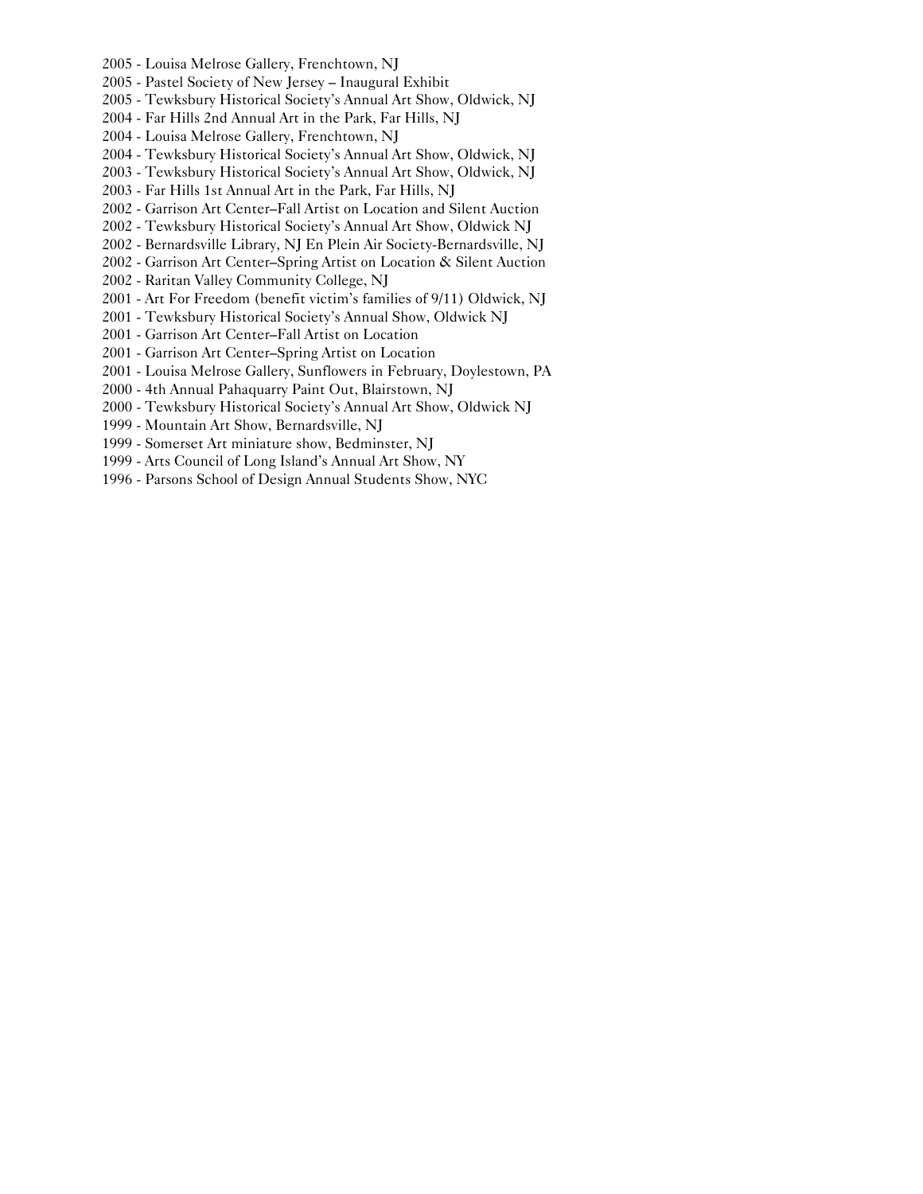2005 - Louisa Melrose Gallery, Frenchtown, NJ
2005 - Pastel Society of New Jersey – Inaugural Exhibit
2005 - Tewksbury Historical Society's Annual Art Show, Oldwick, NJ
2004 - Far Hills 2nd Annual Art in the Park, Far Hills, NJ
2004 - Louisa Melrose Gallery, Frenchtown, NJ
2004 - Tewksbury Historical Society's Annual Art Show, Oldwick, NJ
2003 - Tewksbury Historical Society's Annual Art Show, Oldwick, NJ
2003 - Far Hills 1st Annual Art in the Park, Far Hills, NJ
2002 - Garrison Art Center–Fall Artist on Location and Silent Auction
2002 - Tewksbury Historical Society's Annual Art Show, Oldwick NJ
2002 - Bernardsville Library, NJ En Plein Air Society-Bernardsville, NJ
2002 - Garrison Art Center–Spring Artist on Location & Silent Auction
2002 - Raritan Valley Community College, NJ
2001 - Art For Freedom (benefit victim's families of 9/11) Oldwick, NJ
2001 - Tewksbury Historical Society's Annual Show, Oldwick NJ
2001 - Garrison Art Center–Fall Artist on Location
2001 - Garrison Art Center–Spring Artist on Location
2001 - Louisa Melrose Gallery, Sunflowers in February, Doylestown, PA
2000 - 4th Annual Pahaquarry Paint Out, Blairstown, NJ
2000 - Tewksbury Historical Society's Annual Art Show, Oldwick NJ
1999 - Mountain Art Show, Bernardsville, NJ
1999 - Somerset Art miniature show, Bedminster, NJ
1999 - Arts Council of Long Island's Annual Art Show, NY
1996 - Parsons School of Design Annual Students Show, NYC